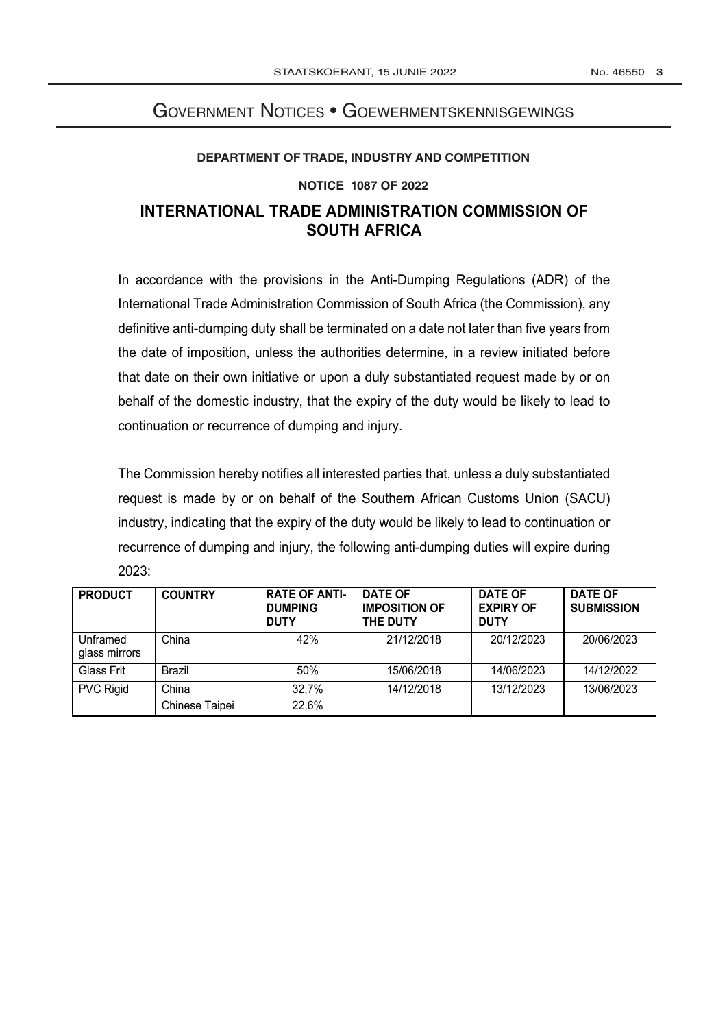# Government Notices • Goewermentskennisgewings

**DEPARTMENT OF TRADE, INDUSTRY AND COMPETITION**

**NOTICE 1087 OF 2022**

## INTERNATIONAL TRADE ADMINISTRATION COMMISSION OF SOUTH AFRICA

In accordance with the provisions in the Anti-Dumping Regulations (ADR) of the International Trade Administration Commission of South Africa (the Commission), any definitive anti-dumping duty shall be terminated on a date not later than five years from the date of imposition, unless the authorities determine, in a review initiated before that date on their own initiative or upon a duly substantiated request made by or on behalf of the domestic industry, that the expiry of the duty would be likely to lead to continuation or recurrence of dumping and injury.

The Commission hereby notifies all interested parties that, unless a duly substantiated request is made by or on behalf of the Southern African Customs Union (SACU) industry, indicating that the expiry of the duty would be likely to lead to continuation or recurrence of dumping and injury, the following anti-dumping duties will expire during 2023:

| PRODUCT | COUNTRY | RATE OF ANTI-DUMPING DUTY | DATE OF IMPOSITION OF THE DUTY | DATE OF EXPIRY OF DUTY | DATE OF SUBMISSION |
|---|---|---|---|---|---|
| Unframed glass mirrors | China | 42% | 21/12/2018 | 20/12/2023 | 20/06/2023 |
| Glass Frit | Brazil | 50% | 15/06/2018 | 14/06/2023 | 14/12/2022 |
| PVC Rigid | China<br>Chinese Taipei | 32,7%<br>22,6% | 14/12/2018 | 13/12/2023 | 13/06/2023 |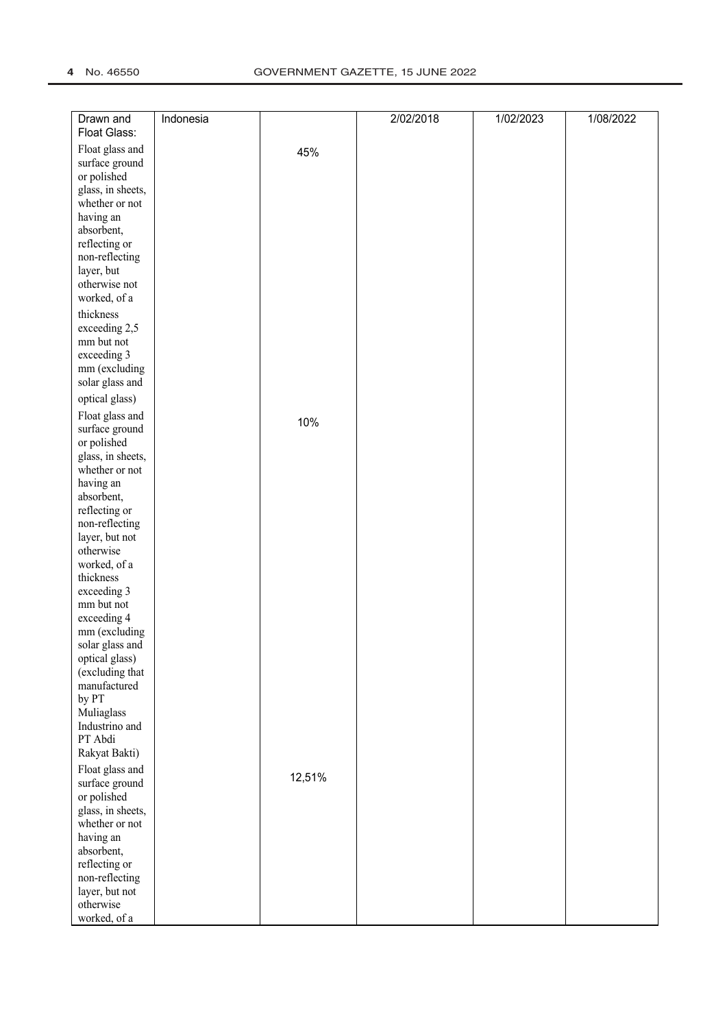| Drawn and Float Glass: | Indonesia | | 2/02/2018 | 1/02/2023 | 1/08/2022 |
|---|---|---|---|---|---|
| Float glass and surface ground or polished glass, in sheets, whether or not having an absorbent, reflecting or non-reflecting layer, but otherwise not worked, of a thickness exceeding 2,5 mm but not exceeding 3 mm (excluding solar glass and optical glass) | | 45% | | | |
| Float glass and surface ground or polished glass, in sheets, whether or not having an absorbent, reflecting or non-reflecting layer, but not otherwise worked, of a thickness exceeding 3 mm but not exceeding 4 mm (excluding solar glass and optical glass) (excluding that manufactured by PT Muliaglass Industrino and PT Abdi Rakyat Bakti) | | 10% | | | |
| Float glass and surface ground or polished glass, in sheets, whether or not having an absorbent, reflecting or non-reflecting layer, but not otherwise worked, of a | | 12,51% | | | |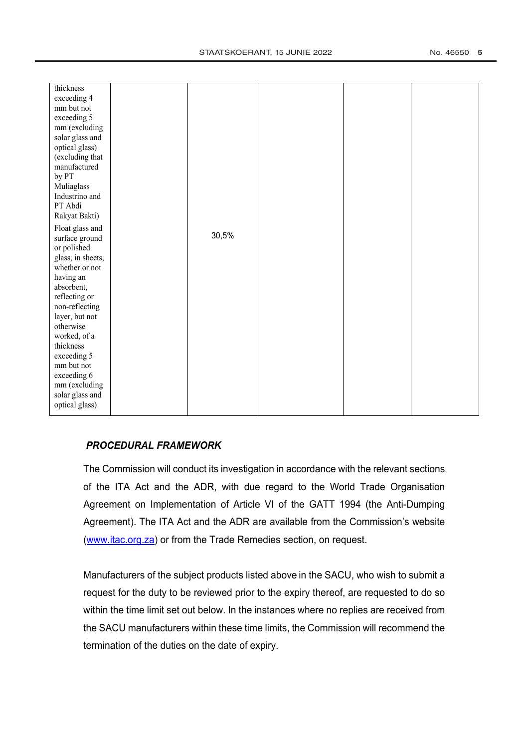| | | | | | |
|---|---|---|---|---|---|
| thickness exceeding 4 mm but not exceeding 5 mm (excluding solar glass and optical glass) (excluding that manufactured by PT Muliaglass Industrino and PT Abdi Rakyat Bakti) | | | | | |
| Float glass and surface ground or polished glass, in sheets, whether or not having an absorbent, reflecting or non-reflecting layer, but not otherwise worked, of a thickness exceeding 5 mm but not exceeding 6 mm (excluding solar glass and optical glass) | | 30,5% | | | |

***PROCEDURAL FRAMEWORK***

The Commission will conduct its investigation in accordance with the relevant sections of the ITA Act and the ADR, with due regard to the World Trade Organisation Agreement on Implementation of Article VI of the GATT 1994 (the Anti-Dumping Agreement). The ITA Act and the ADR are available from the Commission's website (www.itac.org.za) or from the Trade Remedies section, on request.

Manufacturers of the subject products listed above in the SACU, who wish to submit a request for the duty to be reviewed prior to the expiry thereof, are requested to do so within the time limit set out below. In the instances where no replies are received from the SACU manufacturers within these time limits, the Commission will recommend the termination of the duties on the date of expiry.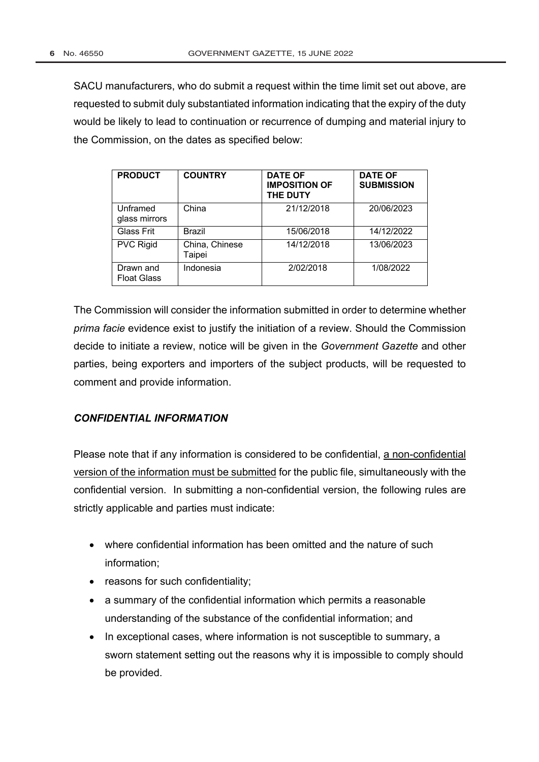SACU manufacturers, who do submit a request within the time limit set out above, are requested to submit duly substantiated information indicating that the expiry of the duty would be likely to lead to continuation or recurrence of dumping and material injury to the Commission, on the dates as specified below:

| PRODUCT | COUNTRY | DATE OF IMPOSITION OF THE DUTY | DATE OF SUBMISSION |
|---|---|---|---|
| Unframed glass mirrors | China | 21/12/2018 | 20/06/2023 |
| Glass Frit | Brazil | 15/06/2018 | 14/12/2022 |
| PVC Rigid | China, Chinese Taipei | 14/12/2018 | 13/06/2023 |
| Drawn and Float Glass | Indonesia | 2/02/2018 | 1/08/2022 |

The Commission will consider the information submitted in order to determine whether *prima facie* evidence exist to justify the initiation of a review. Should the Commission decide to initiate a review, notice will be given in the *Government Gazette* and other parties, being exporters and importers of the subject products, will be requested to comment and provide information.

***CONFIDENTIAL INFORMATION***

Please note that if any information is considered to be confidential, a non-confidential version of the information must be submitted for the public file, simultaneously with the confidential version. In submitting a non-confidential version, the following rules are strictly applicable and parties must indicate:

- where confidential information has been omitted and the nature of such information;
- reasons for such confidentiality;
- a summary of the confidential information which permits a reasonable understanding of the substance of the confidential information; and
- In exceptional cases, where information is not susceptible to summary, a sworn statement setting out the reasons why it is impossible to comply should be provided.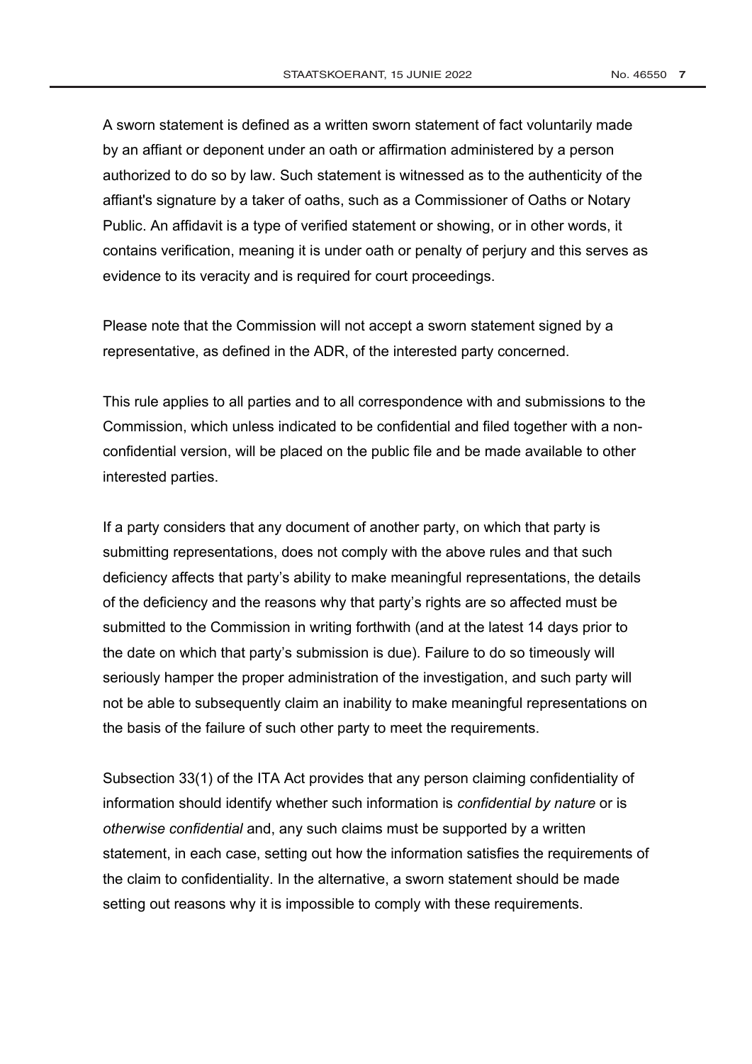A sworn statement is defined as a written sworn statement of fact voluntarily made by an affiant or deponent under an oath or affirmation administered by a person authorized to do so by law. Such statement is witnessed as to the authenticity of the affiant's signature by a taker of oaths, such as a Commissioner of Oaths or Notary Public. An affidavit is a type of verified statement or showing, or in other words, it contains verification, meaning it is under oath or penalty of perjury and this serves as evidence to its veracity and is required for court proceedings.

Please note that the Commission will not accept a sworn statement signed by a representative, as defined in the ADR, of the interested party concerned.

This rule applies to all parties and to all correspondence with and submissions to the Commission, which unless indicated to be confidential and filed together with a non-confidential version, will be placed on the public file and be made available to other interested parties.

If a party considers that any document of another party, on which that party is submitting representations, does not comply with the above rules and that such deficiency affects that party's ability to make meaningful representations, the details of the deficiency and the reasons why that party's rights are so affected must be submitted to the Commission in writing forthwith (and at the latest 14 days prior to the date on which that party's submission is due). Failure to do so timeously will seriously hamper the proper administration of the investigation, and such party will not be able to subsequently claim an inability to make meaningful representations on the basis of the failure of such other party to meet the requirements.

Subsection 33(1) of the ITA Act provides that any person claiming confidentiality of information should identify whether such information is *confidential by nature* or is *otherwise confidential* and, any such claims must be supported by a written statement, in each case, setting out how the information satisfies the requirements of the claim to confidentiality. In the alternative, a sworn statement should be made setting out reasons why it is impossible to comply with these requirements.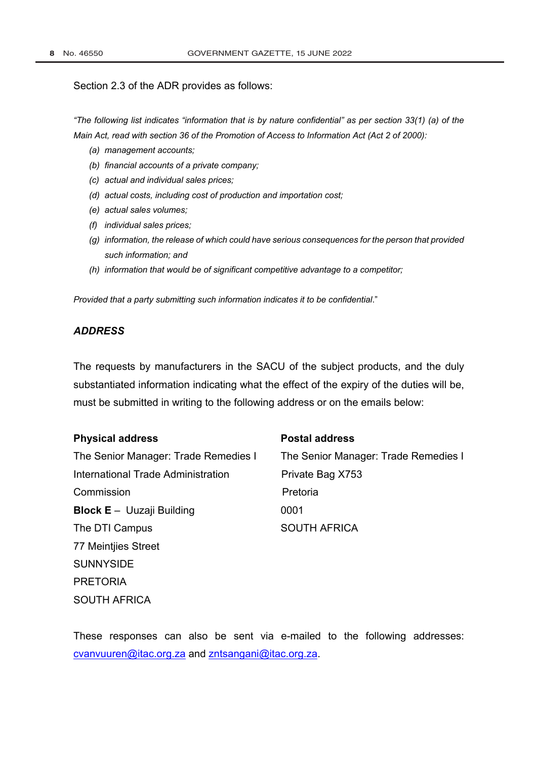Section 2.3 of the ADR provides as follows:

*"The following list indicates "information that is by nature confidential" as per section 33(1) (a) of the Main Act, read with section 36 of the Promotion of Access to Information Act (Act 2 of 2000):*

*(a) management accounts;*

*(b) financial accounts of a private company;*

*(c) actual and individual sales prices;*

*(d) actual costs, including cost of production and importation cost;*

*(e) actual sales volumes;*

*(f) individual sales prices;*

*(g) information, the release of which could have serious consequences for the person that provided such information; and*

*(h) information that would be of significant competitive advantage to a competitor;*

*Provided that a party submitting such information indicates it to be confidential*."

***ADDRESS***

The requests by manufacturers in the SACU of the subject products, and the duly substantiated information indicating what the effect of the expiry of the duties will be, must be submitted in writing to the following address or on the emails below:

**Physical address**

The Senior Manager: Trade Remedies I
International Trade Administration
Commission
**Block E** – Uuzaji Building
The DTI Campus
77 Meintjies Street
SUNNYSIDE
PRETORIA
SOUTH AFRICA

**Postal address**

The Senior Manager: Trade Remedies I
Private Bag X753
Pretoria
0001
SOUTH AFRICA

These responses can also be sent via e-mailed to the following addresses: cvanvuuren@itac.org.za and zntsangani@itac.org.za.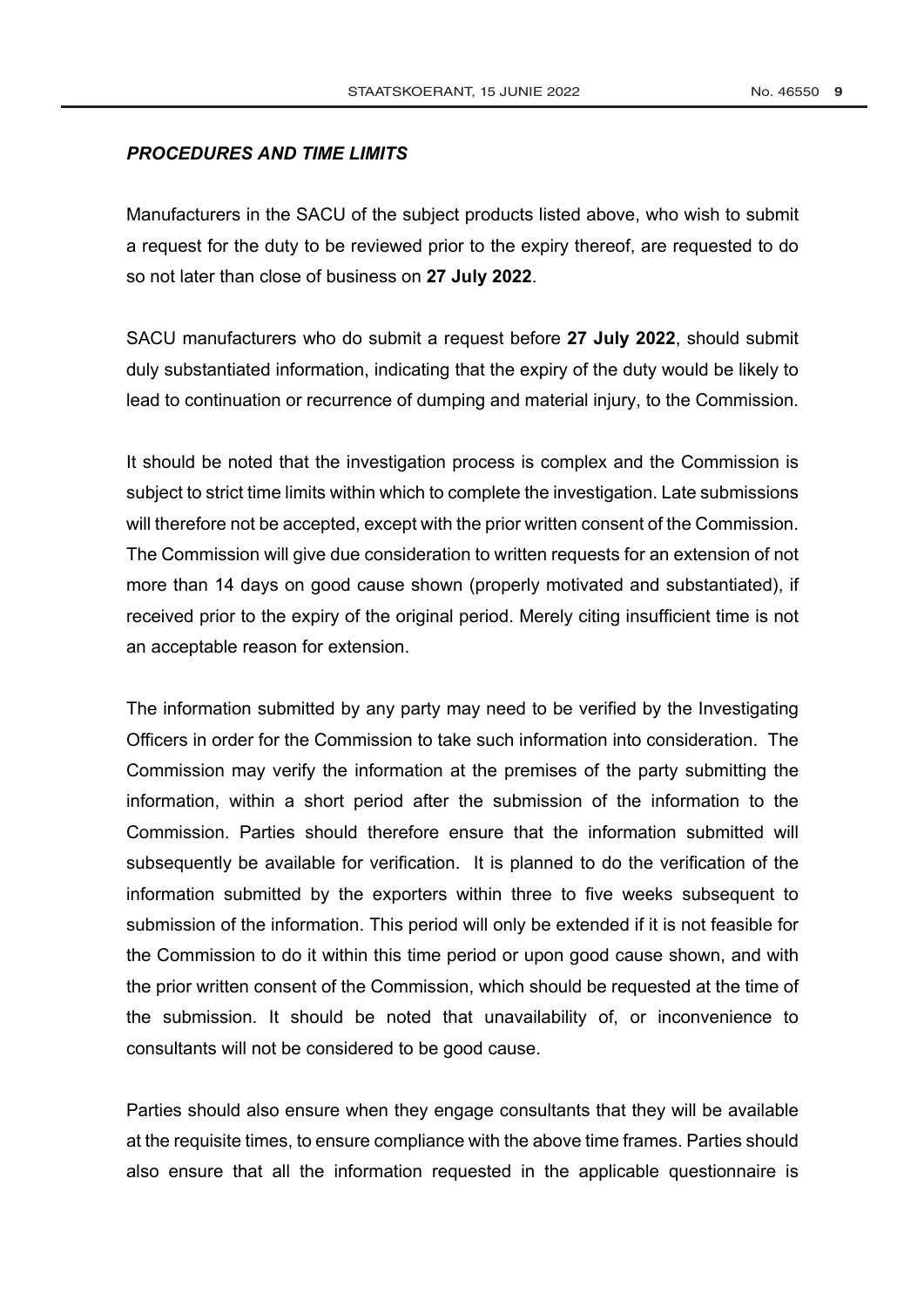***PROCEDURES AND TIME LIMITS***

Manufacturers in the SACU of the subject products listed above, who wish to submit a request for the duty to be reviewed prior to the expiry thereof, are requested to do so not later than close of business on **27 July 2022**.

SACU manufacturers who do submit a request before **27 July 2022**, should submit duly substantiated information, indicating that the expiry of the duty would be likely to lead to continuation or recurrence of dumping and material injury, to the Commission.

It should be noted that the investigation process is complex and the Commission is subject to strict time limits within which to complete the investigation. Late submissions will therefore not be accepted, except with the prior written consent of the Commission. The Commission will give due consideration to written requests for an extension of not more than 14 days on good cause shown (properly motivated and substantiated), if received prior to the expiry of the original period. Merely citing insufficient time is not an acceptable reason for extension.

The information submitted by any party may need to be verified by the Investigating Officers in order for the Commission to take such information into consideration. The Commission may verify the information at the premises of the party submitting the information, within a short period after the submission of the information to the Commission. Parties should therefore ensure that the information submitted will subsequently be available for verification. It is planned to do the verification of the information submitted by the exporters within three to five weeks subsequent to submission of the information. This period will only be extended if it is not feasible for the Commission to do it within this time period or upon good cause shown, and with the prior written consent of the Commission, which should be requested at the time of the submission. It should be noted that unavailability of, or inconvenience to consultants will not be considered to be good cause.

Parties should also ensure when they engage consultants that they will be available at the requisite times, to ensure compliance with the above time frames. Parties should also ensure that all the information requested in the applicable questionnaire is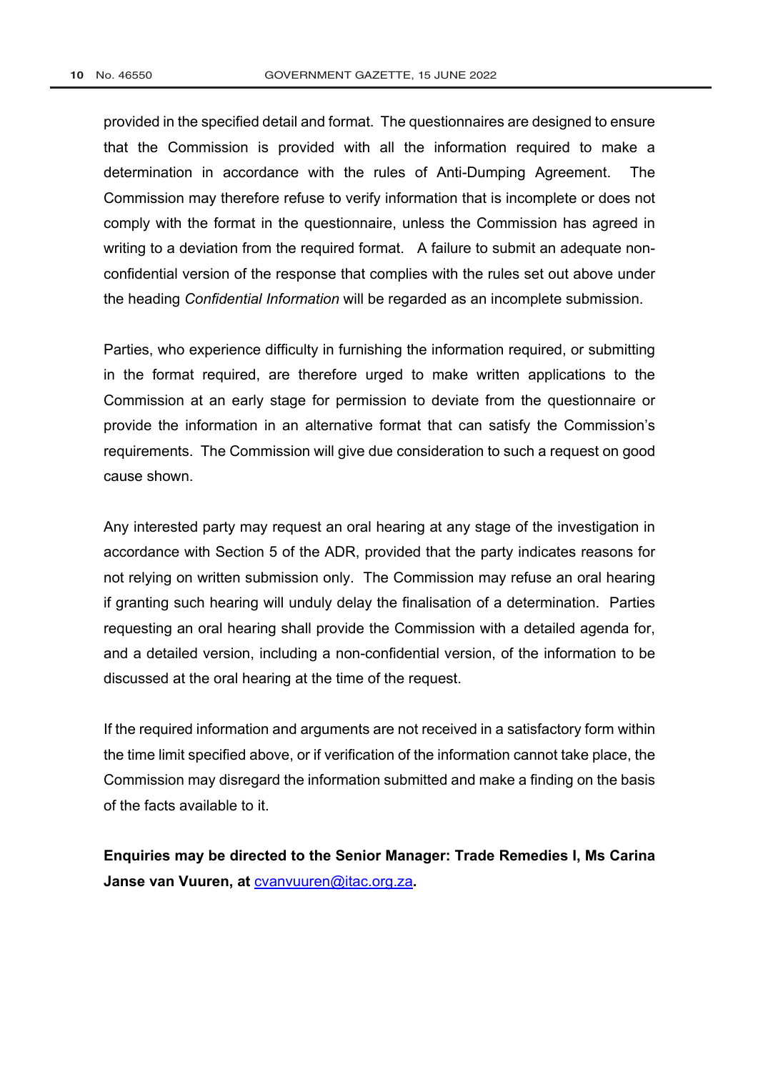provided in the specified detail and format. The questionnaires are designed to ensure that the Commission is provided with all the information required to make a determination in accordance with the rules of Anti-Dumping Agreement. The Commission may therefore refuse to verify information that is incomplete or does not comply with the format in the questionnaire, unless the Commission has agreed in writing to a deviation from the required format. A failure to submit an adequate non-confidential version of the response that complies with the rules set out above under the heading *Confidential Information* will be regarded as an incomplete submission.

Parties, who experience difficulty in furnishing the information required, or submitting in the format required, are therefore urged to make written applications to the Commission at an early stage for permission to deviate from the questionnaire or provide the information in an alternative format that can satisfy the Commission's requirements. The Commission will give due consideration to such a request on good cause shown.

Any interested party may request an oral hearing at any stage of the investigation in accordance with Section 5 of the ADR, provided that the party indicates reasons for not relying on written submission only. The Commission may refuse an oral hearing if granting such hearing will unduly delay the finalisation of a determination. Parties requesting an oral hearing shall provide the Commission with a detailed agenda for, and a detailed version, including a non-confidential version, of the information to be discussed at the oral hearing at the time of the request.

If the required information and arguments are not received in a satisfactory form within the time limit specified above, or if verification of the information cannot take place, the Commission may disregard the information submitted and make a finding on the basis of the facts available to it.

**Enquiries may be directed to the Senior Manager: Trade Remedies I, Ms Carina Janse van Vuuren, at cvanvuuren@itac.org.za.**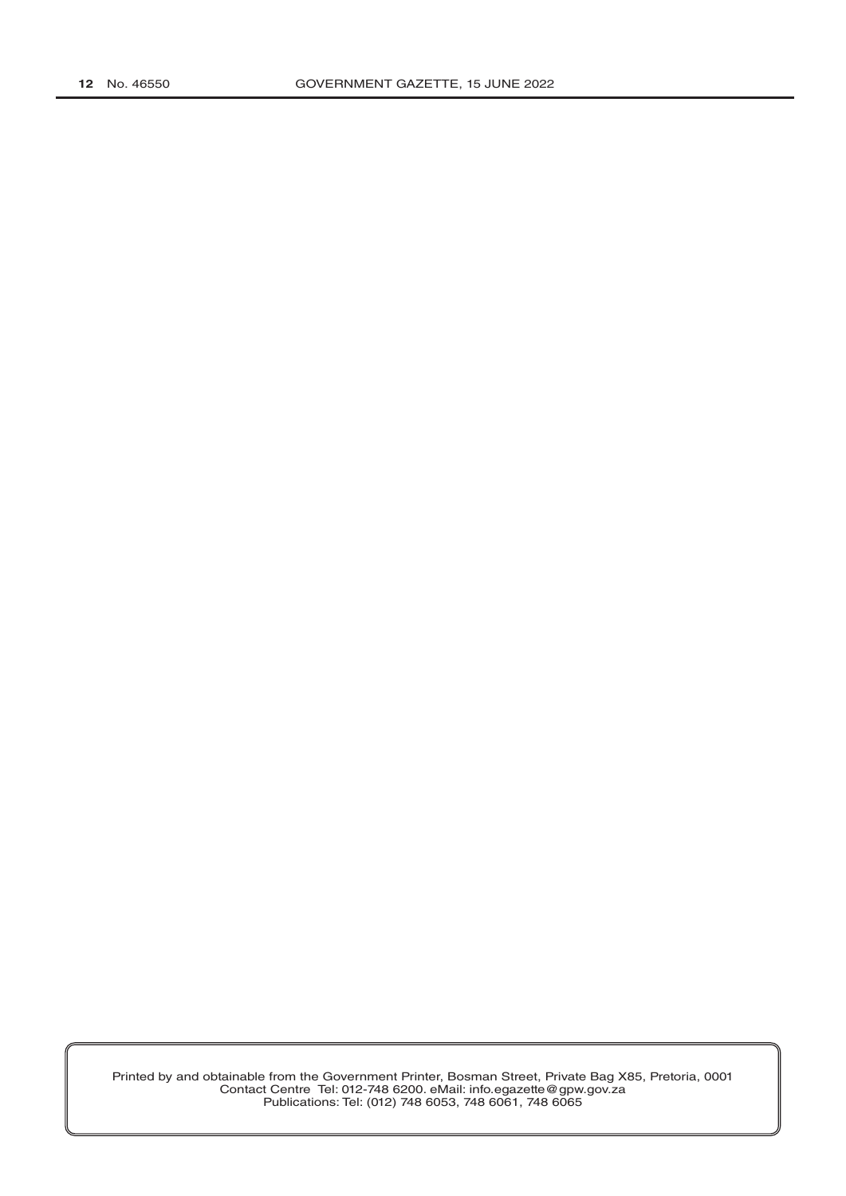Printed by and obtainable from the Government Printer, Bosman Street, Private Bag X85, Pretoria, 0001
Contact Centre Tel: 012-748 6200. eMail: info.egazette@gpw.gov.za
Publications: Tel: (012) 748 6053, 748 6061, 748 6065